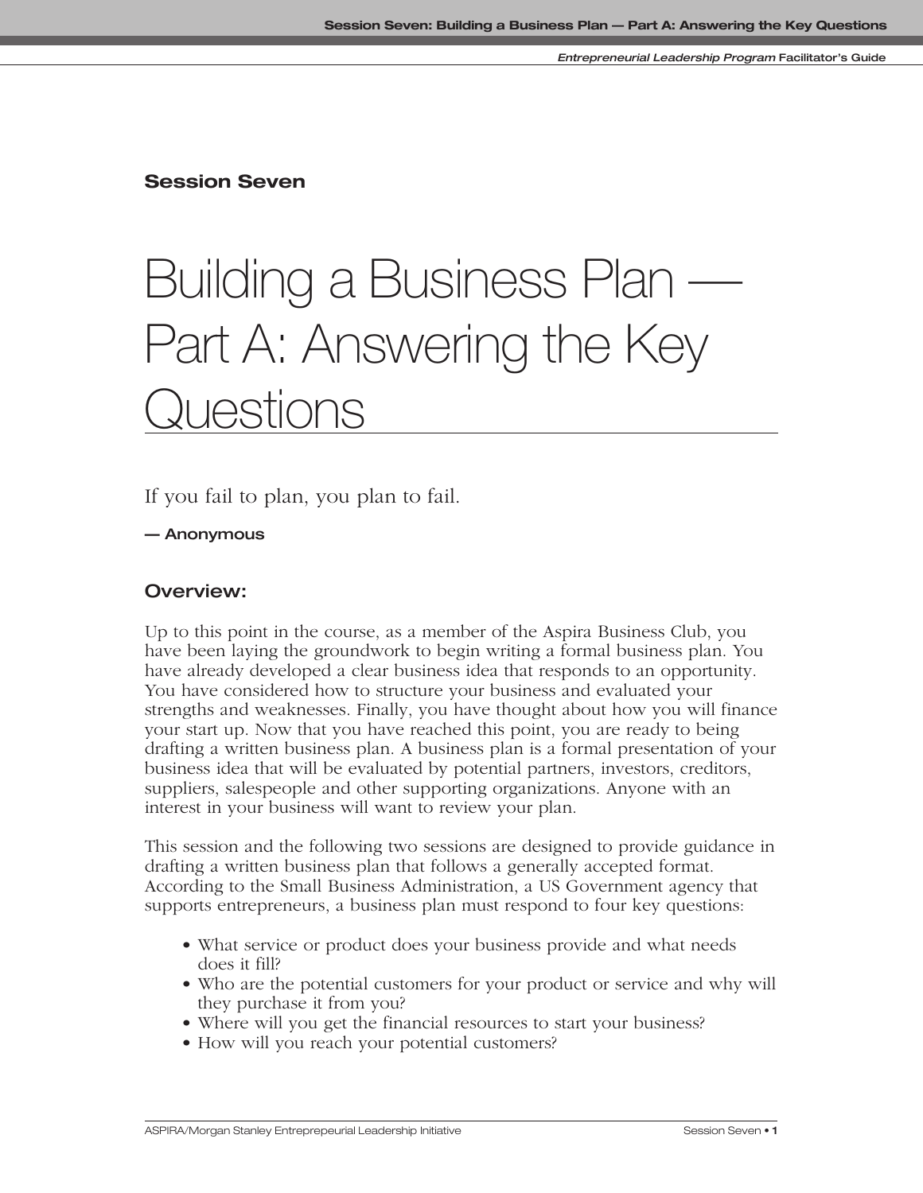## Session Seven

# Building a Business Plan — Part A: Answering the Key Questions

If you fail to plan, you plan to fail.

**— Anonymous**

### Overview:

Up to this point in the course, as a member of the Aspira Business Club, you have been laying the groundwork to begin writing a formal business plan. You have already developed a clear business idea that responds to an opportunity. You have considered how to structure your business and evaluated your strengths and weaknesses. Finally, you have thought about how you will finance your start up. Now that you have reached this point, you are ready to being drafting a written business plan. A business plan is a formal presentation of your business idea that will be evaluated by potential partners, investors, creditors, suppliers, salespeople and other supporting organizations. Anyone with an interest in your business will want to review your plan.

This session and the following two sessions are designed to provide guidance in drafting a written business plan that follows a generally accepted format. According to the Small Business Administration, a US Government agency that supports entrepreneurs, a business plan must respond to four key questions:

- What service or product does your business provide and what needs does it fill?
- Who are the potential customers for your product or service and why will they purchase it from you?
- Where will you get the financial resources to start your business?
- How will you reach your potential customers?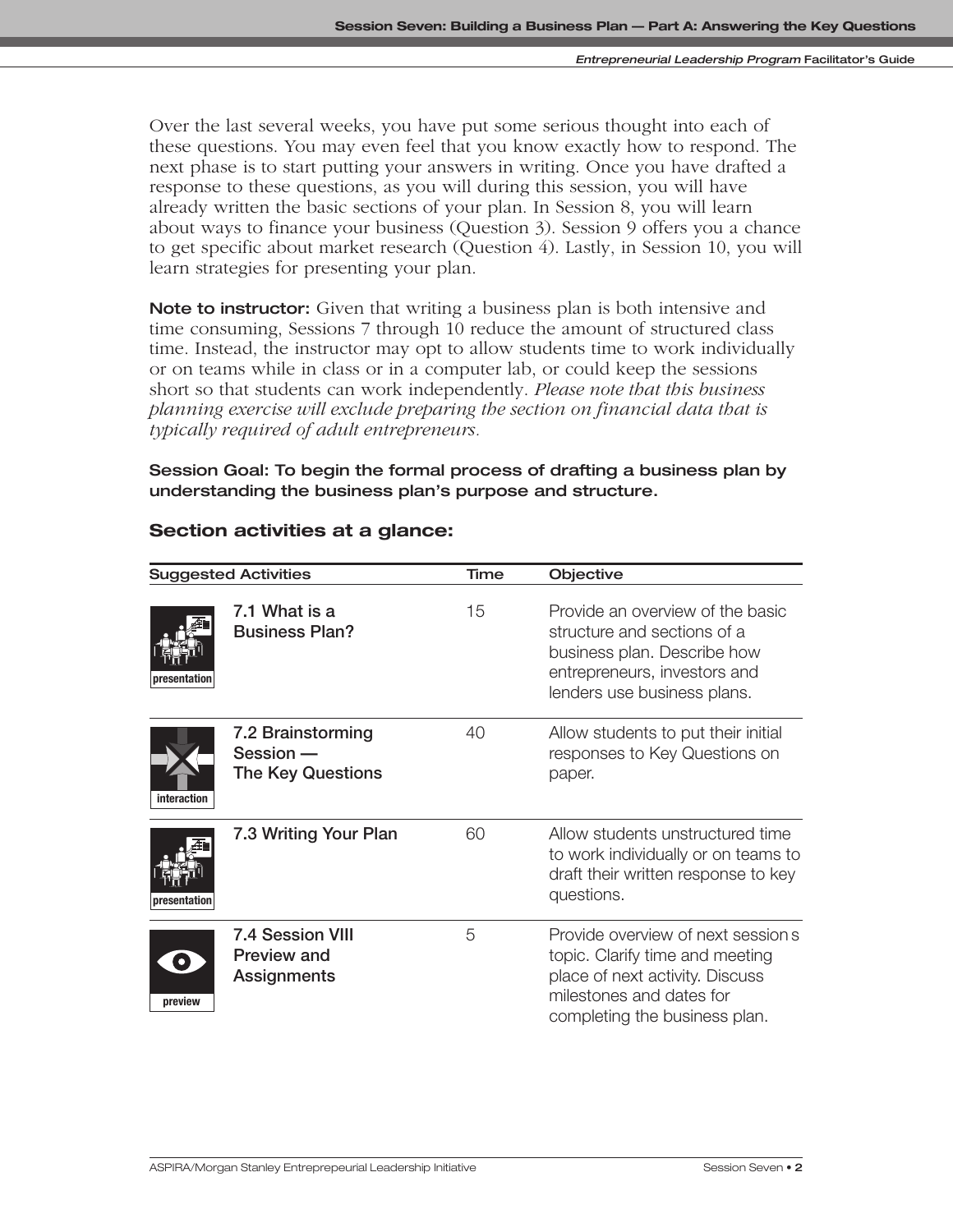Over the last several weeks, you have put some serious thought into each of these questions. You may even feel that you know exactly how to respond. The next phase is to start putting your answers in writing. Once you have drafted a response to these questions, as you will during this session, you will have already written the basic sections of your plan. In Session 8, you will learn about ways to finance your business (Question 3). Session 9 offers you a chance to get specific about market research (Question 4). Lastly, in Session 10, you will learn strategies for presenting your plan.

**Note to instructor:** Given that writing a business plan is both intensive and time consuming, Sessions 7 through 10 reduce the amount of structured class time. Instead, the instructor may opt to allow students time to work individually or on teams while in class or in a computer lab, or could keep the sessions short so that students can work independently. *Please note that this business planning exercise will exclude preparing the section on financial data that is typically required of adult entrepreneurs.*

**Session Goal: To begin the formal process of drafting a business plan by understanding the business plan's purpose and structure.**

## Section activities at a glance:

| Suggested Activities | | Time | Objective |
|---|---|---|---|
| presentation | 7.1 What is a Business Plan? | 15 | Provide an overview of the basic structure and sections of a business plan. Describe how entrepreneurs, investors and lenders use business plans. |
| interaction | 7.2 Brainstorming Session — The Key Questions | 40 | Allow students to put their initial responses to Key Questions on paper. |
| presentation | 7.3 Writing Your Plan | 60 | Allow students unstructured time to work individually or on teams to draft their written response to key questions. |
| preview | 7.4 Session VIII Preview and Assignments | 5 | Provide overview of next session s topic. Clarify time and meeting place of next activity. Discuss milestones and dates for completing the business plan. |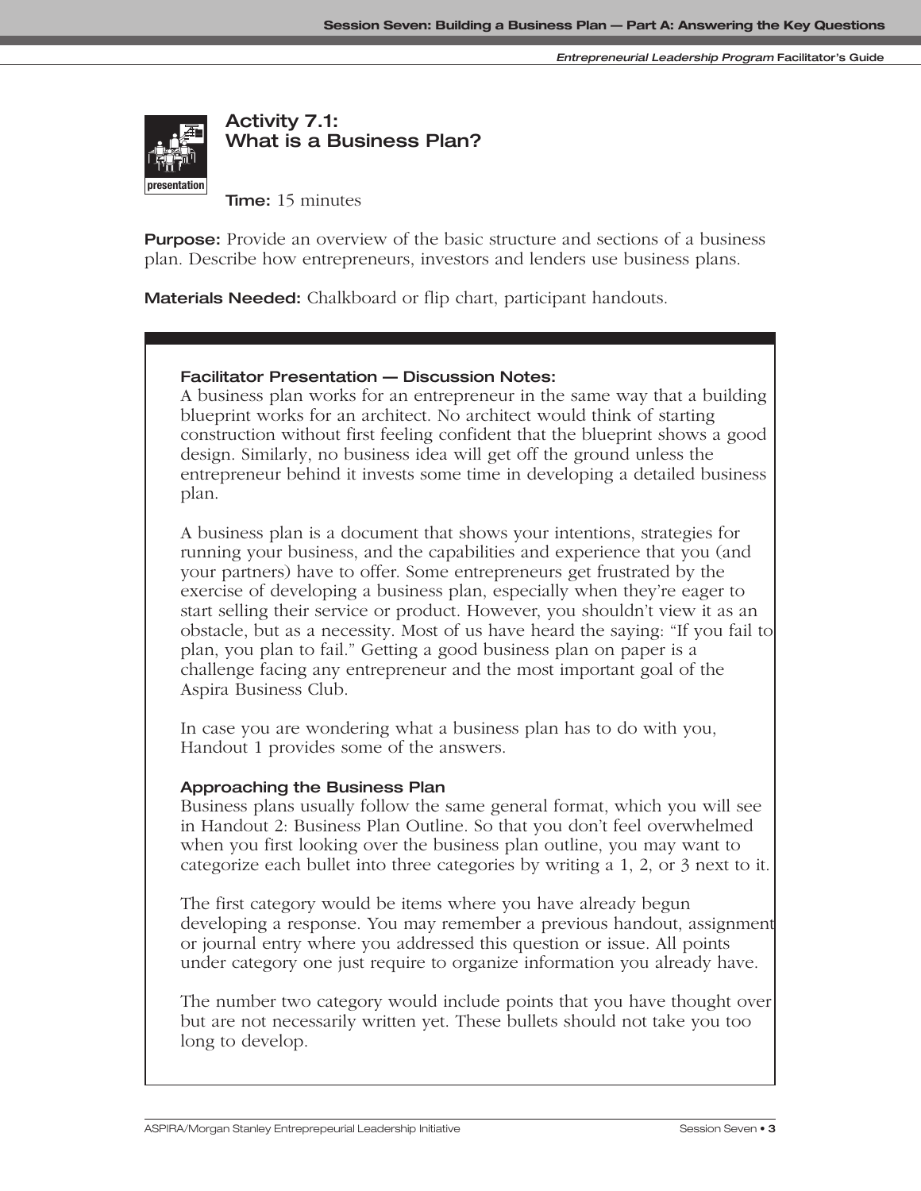## Activity 7.1: What is a Business Plan?

presentation

**Time:** 15 minutes

**Purpose:** Provide an overview of the basic structure and sections of a business plan. Describe how entrepreneurs, investors and lenders use business plans.

**Materials Needed:** Chalkboard or flip chart, participant handouts.

### Facilitator Presentation — Discussion Notes:

A business plan works for an entrepreneur in the same way that a building blueprint works for an architect. No architect would think of starting construction without first feeling confident that the blueprint shows a good design. Similarly, no business idea will get off the ground unless the entrepreneur behind it invests some time in developing a detailed business plan.

A business plan is a document that shows your intentions, strategies for running your business, and the capabilities and experience that you (and your partners) have to offer. Some entrepreneurs get frustrated by the exercise of developing a business plan, especially when they're eager to start selling their service or product. However, you shouldn't view it as an obstacle, but as a necessity. Most of us have heard the saying: "If you fail to plan, you plan to fail." Getting a good business plan on paper is a challenge facing any entrepreneur and the most important goal of the Aspira Business Club.

In case you are wondering what a business plan has to do with you, Handout 1 provides some of the answers.

### Approaching the Business Plan

Business plans usually follow the same general format, which you will see in Handout 2: Business Plan Outline. So that you don't feel overwhelmed when you first looking over the business plan outline, you may want to categorize each bullet into three categories by writing a 1, 2, or 3 next to it.

The first category would be items where you have already begun developing a response. You may remember a previous handout, assignment or journal entry where you addressed this question or issue. All points under category one just require to organize information you already have.

The number two category would include points that you have thought over but are not necessarily written yet. These bullets should not take you too long to develop.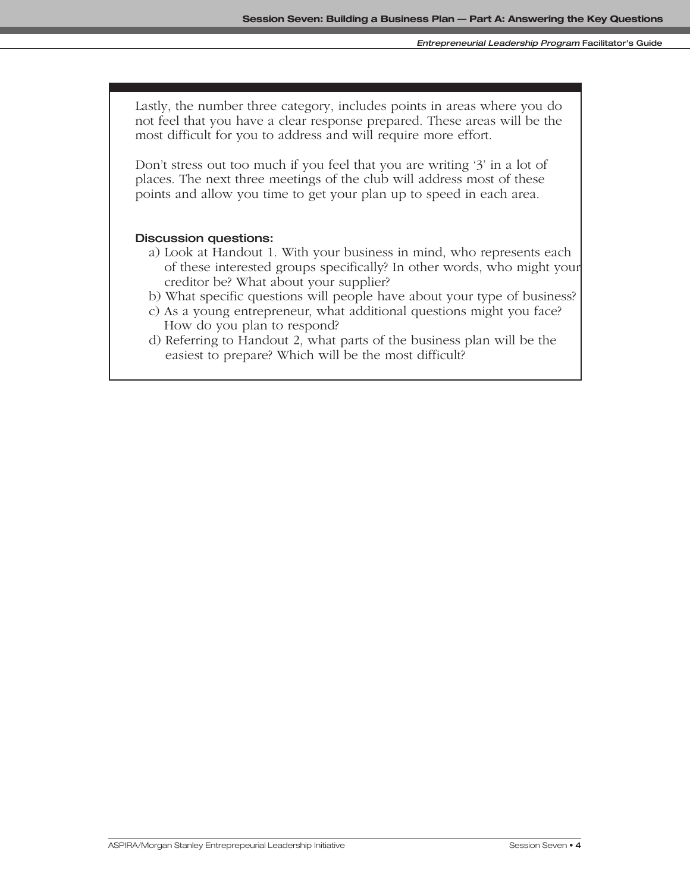Lastly, the number three category, includes points in areas where you do not feel that you have a clear response prepared. These areas will be the most difficult for you to address and will require more effort.

Don't stress out too much if you feel that you are writing '3' in a lot of places. The next three meetings of the club will address most of these points and allow you time to get your plan up to speed in each area.

**Discussion questions:**

a) Look at Handout 1. With your business in mind, who represents each of these interested groups specifically? In other words, who might your creditor be? What about your supplier?
b) What specific questions will people have about your type of business?
c) As a young entrepreneur, what additional questions might you face? How do you plan to respond?
d) Referring to Handout 2, what parts of the business plan will be the easiest to prepare? Which will be the most difficult?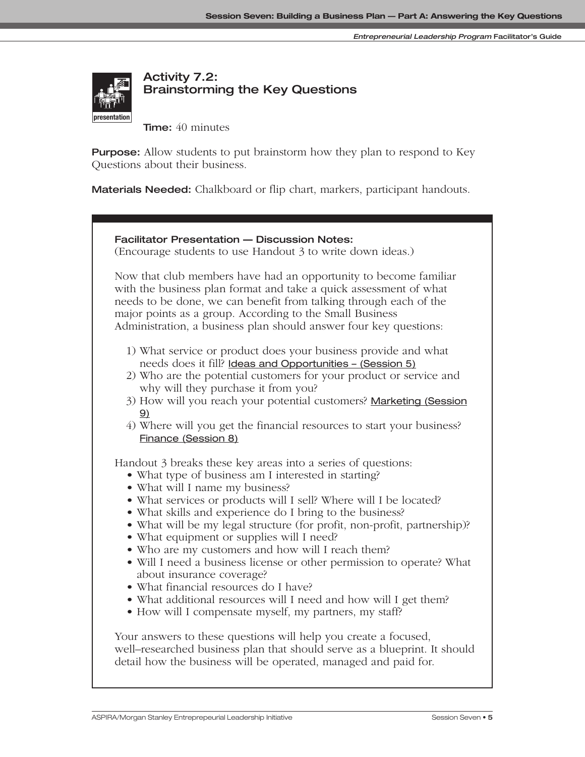## Activity 7.2: Brainstorming the Key Questions

**Time:** 40 minutes

**Purpose:** Allow students to put brainstorm how they plan to respond to Key Questions about their business.

**Materials Needed:** Chalkboard or flip chart, markers, participant handouts.

**Facilitator Presentation — Discussion Notes:**
(Encourage students to use Handout 3 to write down ideas.)

Now that club members have had an opportunity to become familiar with the business plan format and take a quick assessment of what needs to be done, we can benefit from talking through each of the major points as a group. According to the Small Business Administration, a business plan should answer four key questions:

1) What service or product does your business provide and what needs does it fill? Ideas and Opportunities – (Session 5)
2) Who are the potential customers for your product or service and why will they purchase it from you?
3) How will you reach your potential customers? Marketing (Session 9)
4) Where will you get the financial resources to start your business? Finance (Session 8)

Handout 3 breaks these key areas into a series of questions:

- What type of business am I interested in starting?
- What will I name my business?
- What services or products will I sell? Where will I be located?
- What skills and experience do I bring to the business?
- What will be my legal structure (for profit, non-profit, partnership)?
- What equipment or supplies will I need?
- Who are my customers and how will I reach them?
- Will I need a business license or other permission to operate? What about insurance coverage?
- What financial resources do I have?
- What additional resources will I need and how will I get them?
- How will I compensate myself, my partners, my staff?

Your answers to these questions will help you create a focused, well–researched business plan that should serve as a blueprint. It should detail how the business will be operated, managed and paid for.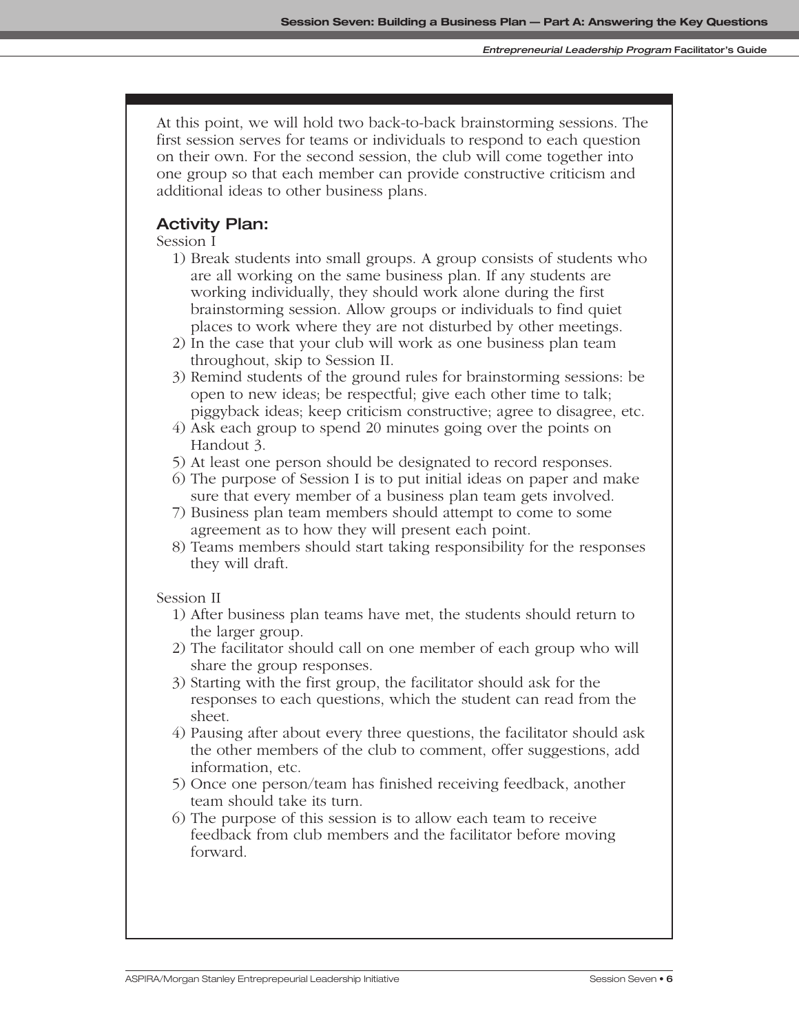At this point, we will hold two back-to-back brainstorming sessions. The first session serves for teams or individuals to respond to each question on their own. For the second session, the club will come together into one group so that each member can provide constructive criticism and additional ideas to other business plans.

## Activity Plan:

Session I

1) Break students into small groups. A group consists of students who are all working on the same business plan. If any students are working individually, they should work alone during the first brainstorming session. Allow groups or individuals to find quiet places to work where they are not disturbed by other meetings.
2) In the case that your club will work as one business plan team throughout, skip to Session II.
3) Remind students of the ground rules for brainstorming sessions: be open to new ideas; be respectful; give each other time to talk; piggyback ideas; keep criticism constructive; agree to disagree, etc.
4) Ask each group to spend 20 minutes going over the points on Handout 3.
5) At least one person should be designated to record responses.
6) The purpose of Session I is to put initial ideas on paper and make sure that every member of a business plan team gets involved.
7) Business plan team members should attempt to come to some agreement as to how they will present each point.
8) Teams members should start taking responsibility for the responses they will draft.

Session II

1) After business plan teams have met, the students should return to the larger group.
2) The facilitator should call on one member of each group who will share the group responses.
3) Starting with the first group, the facilitator should ask for the responses to each questions, which the student can read from the sheet.
4) Pausing after about every three questions, the facilitator should ask the other members of the club to comment, offer suggestions, add information, etc.
5) Once one person/team has finished receiving feedback, another team should take its turn.
6) The purpose of this session is to allow each team to receive feedback from club members and the facilitator before moving forward.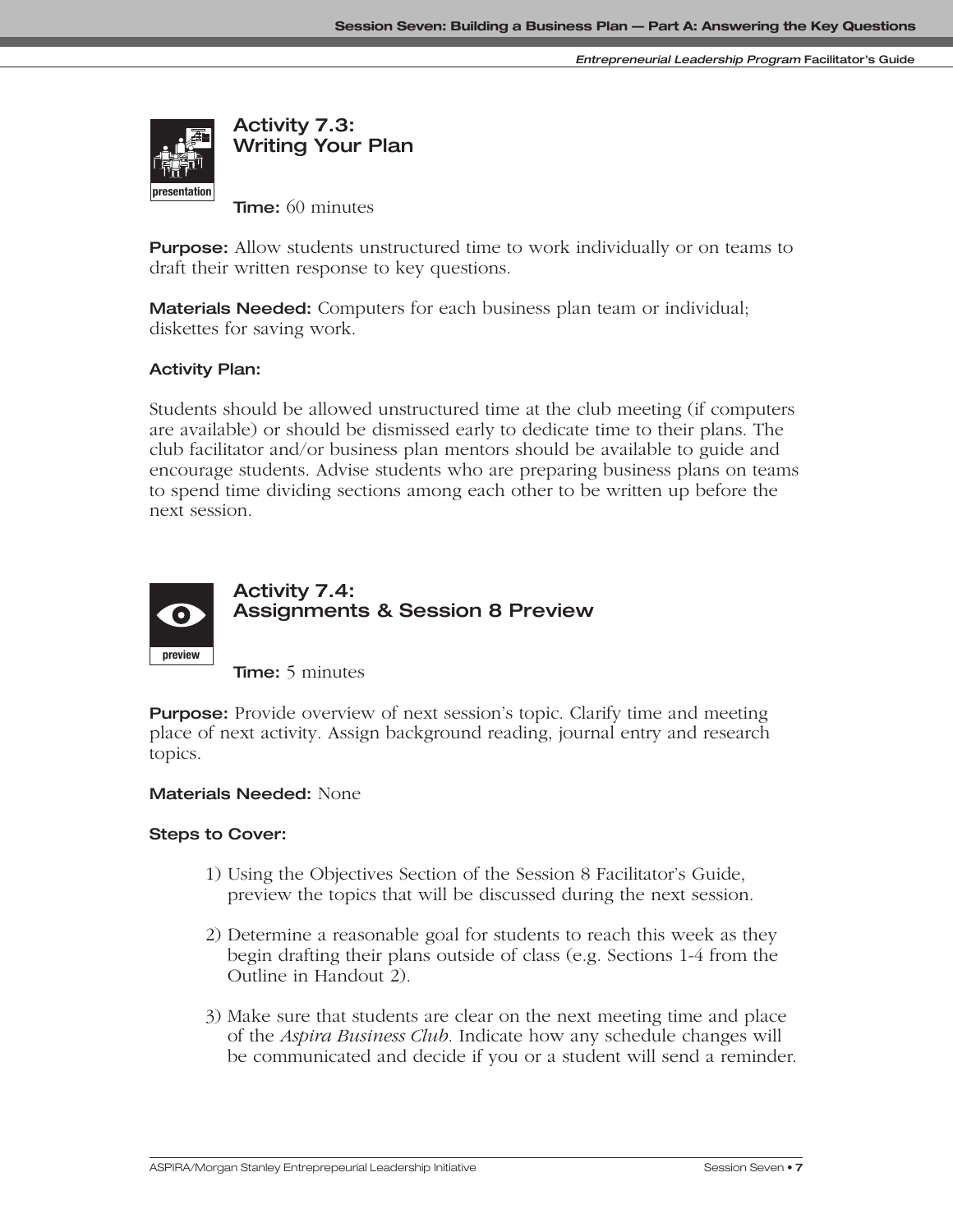## Activity 7.3: Writing Your Plan

**Time:** 60 minutes

**Purpose:** Allow students unstructured time to work individually or on teams to draft their written response to key questions.

**Materials Needed:** Computers for each business plan team or individual; diskettes for saving work.

**Activity Plan:**

Students should be allowed unstructured time at the club meeting (if computers are available) or should be dismissed early to dedicate time to their plans. The club facilitator and/or business plan mentors should be available to guide and encourage students. Advise students who are preparing business plans on teams to spend time dividing sections among each other to be written up before the next session.

## Activity 7.4: Assignments & Session 8 Preview

**Time:** 5 minutes

**Purpose:** Provide overview of next session's topic. Clarify time and meeting place of next activity. Assign background reading, journal entry and research topics.

**Materials Needed:** None

**Steps to Cover:**

1) Using the Objectives Section of the Session 8 Facilitator's Guide, preview the topics that will be discussed during the next session.

2) Determine a reasonable goal for students to reach this week as they begin drafting their plans outside of class (e.g. Sections 1-4 from the Outline in Handout 2).

3) Make sure that students are clear on the next meeting time and place of the *Aspira Business Club.* Indicate how any schedule changes will be communicated and decide if you or a student will send a reminder.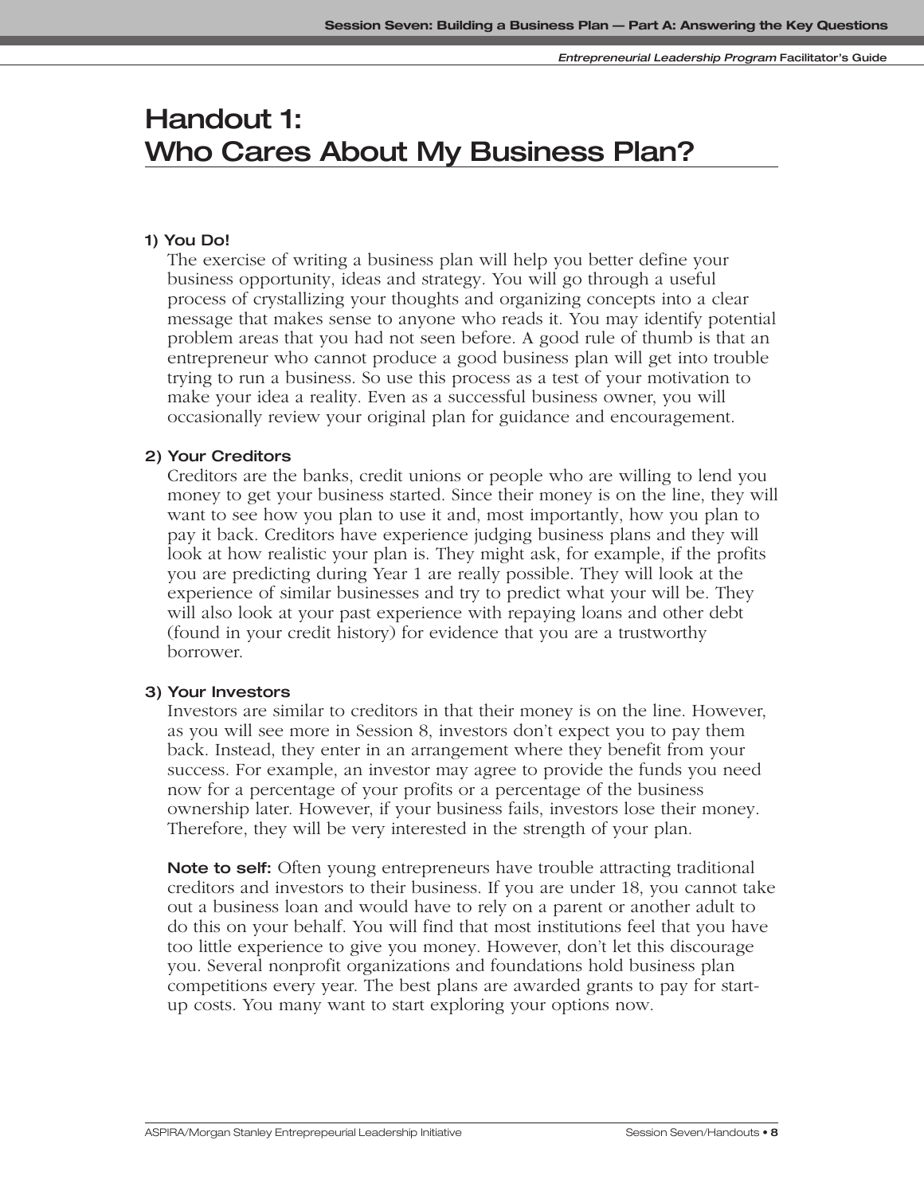# Handout 1: Who Cares About My Business Plan?

### 1) You Do!

The exercise of writing a business plan will help you better define your business opportunity, ideas and strategy. You will go through a useful process of crystallizing your thoughts and organizing concepts into a clear message that makes sense to anyone who reads it. You may identify potential problem areas that you had not seen before. A good rule of thumb is that an entrepreneur who cannot produce a good business plan will get into trouble trying to run a business. So use this process as a test of your motivation to make your idea a reality. Even as a successful business owner, you will occasionally review your original plan for guidance and encouragement.

### 2) Your Creditors

Creditors are the banks, credit unions or people who are willing to lend you money to get your business started. Since their money is on the line, they will want to see how you plan to use it and, most importantly, how you plan to pay it back. Creditors have experience judging business plans and they will look at how realistic your plan is. They might ask, for example, if the profits you are predicting during Year 1 are really possible. They will look at the experience of similar businesses and try to predict what your will be. They will also look at your past experience with repaying loans and other debt (found in your credit history) for evidence that you are a trustworthy borrower.

### 3) Your Investors

Investors are similar to creditors in that their money is on the line. However, as you will see more in Session 8, investors don't expect you to pay them back. Instead, they enter in an arrangement where they benefit from your success. For example, an investor may agree to provide the funds you need now for a percentage of your profits or a percentage of the business ownership later. However, if your business fails, investors lose their money. Therefore, they will be very interested in the strength of your plan.

**Note to self:** Often young entrepreneurs have trouble attracting traditional creditors and investors to their business. If you are under 18, you cannot take out a business loan and would have to rely on a parent or another adult to do this on your behalf. You will find that most institutions feel that you have too little experience to give you money. However, don't let this discourage you. Several nonprofit organizations and foundations hold business plan competitions every year. The best plans are awarded grants to pay for start-up costs. You many want to start exploring your options now.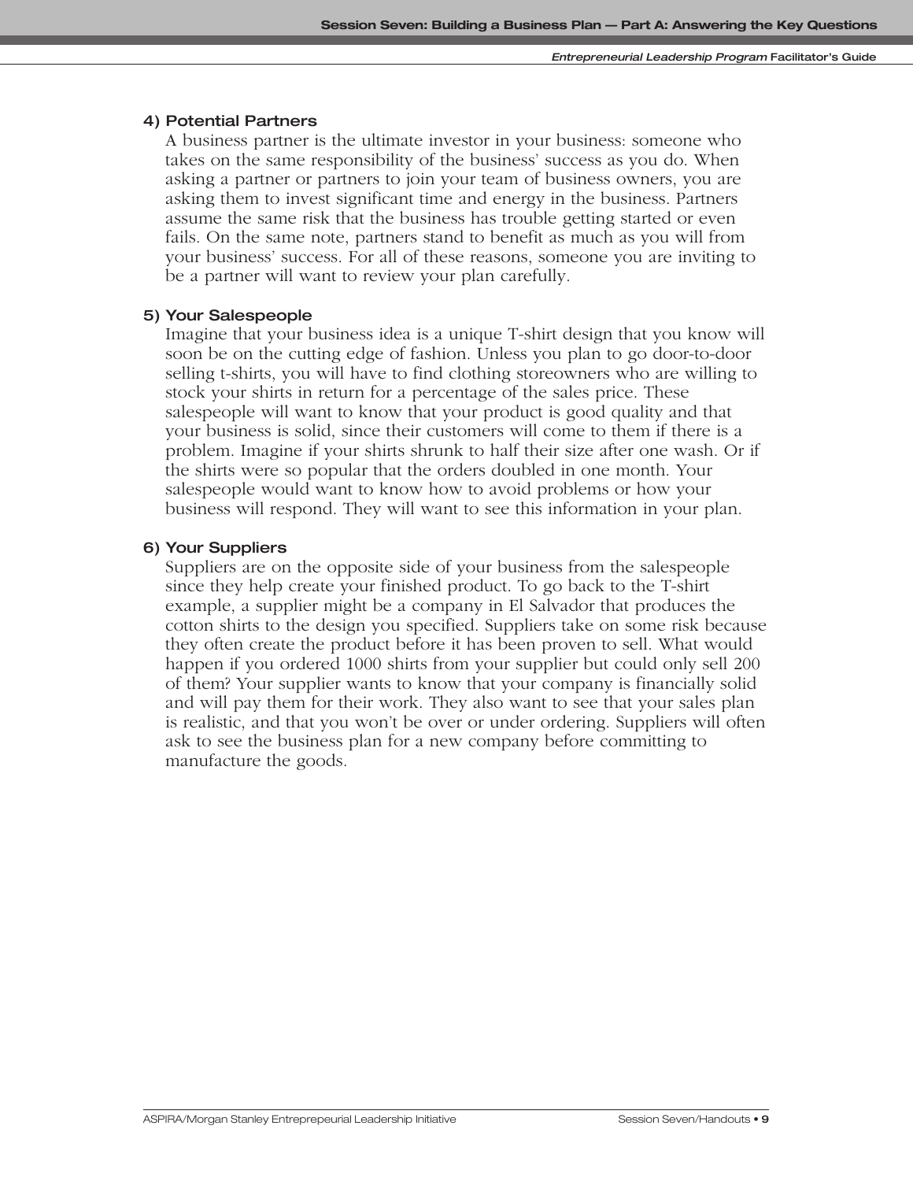#### 4) Potential Partners

A business partner is the ultimate investor in your business: someone who takes on the same responsibility of the business' success as you do. When asking a partner or partners to join your team of business owners, you are asking them to invest significant time and energy in the business. Partners assume the same risk that the business has trouble getting started or even fails. On the same note, partners stand to benefit as much as you will from your business' success. For all of these reasons, someone you are inviting to be a partner will want to review your plan carefully.

#### 5) Your Salespeople

Imagine that your business idea is a unique T-shirt design that you know will soon be on the cutting edge of fashion. Unless you plan to go door-to-door selling t-shirts, you will have to find clothing storeowners who are willing to stock your shirts in return for a percentage of the sales price. These salespeople will want to know that your product is good quality and that your business is solid, since their customers will come to them if there is a problem. Imagine if your shirts shrunk to half their size after one wash. Or if the shirts were so popular that the orders doubled in one month. Your salespeople would want to know how to avoid problems or how your business will respond. They will want to see this information in your plan.

#### 6) Your Suppliers

Suppliers are on the opposite side of your business from the salespeople since they help create your finished product. To go back to the T-shirt example, a supplier might be a company in El Salvador that produces the cotton shirts to the design you specified. Suppliers take on some risk because they often create the product before it has been proven to sell. What would happen if you ordered 1000 shirts from your supplier but could only sell 200 of them? Your supplier wants to know that your company is financially solid and will pay them for their work. They also want to see that your sales plan is realistic, and that you won't be over or under ordering. Suppliers will often ask to see the business plan for a new company before committing to manufacture the goods.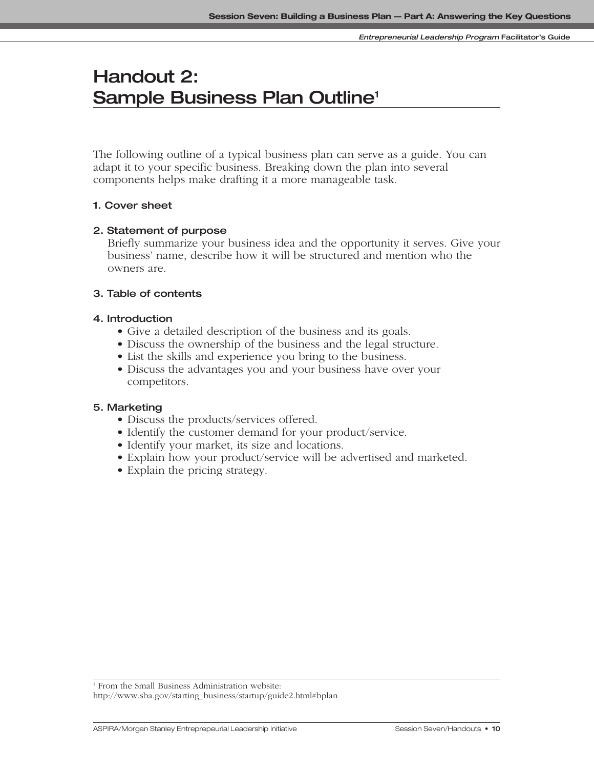# Handout 2: Sample Business Plan Outline[1]

The following outline of a typical business plan can serve as a guide. You can adapt it to your specific business. Breaking down the plan into several components helps make drafting it a more manageable task.

**1. Cover sheet**

**2. Statement of purpose**

Briefly summarize your business idea and the opportunity it serves. Give your business' name, describe how it will be structured and mention who the owners are.

**3. Table of contents**

**4. Introduction**

- Give a detailed description of the business and its goals.
- Discuss the ownership of the business and the legal structure.
- List the skills and experience you bring to the business.
- Discuss the advantages you and your business have over your competitors.

**5. Marketing**

- Discuss the products/services offered.
- Identify the customer demand for your product/service.
- Identify your market, its size and locations.
- Explain how your product/service will be advertised and marketed.
- Explain the pricing strategy.

---

[1] From the Small Business Administration website:
http://www.sba.gov/starting_business/startup/guide2.html#bplan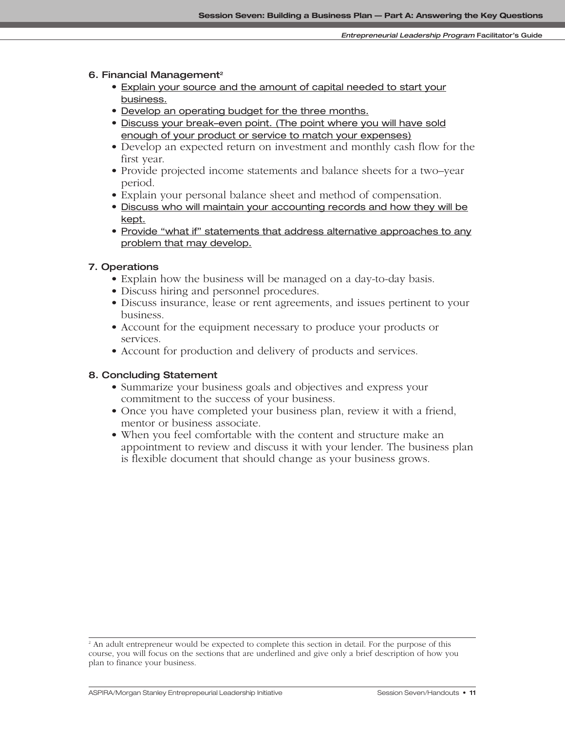### 6. Financial Management[2]

- <u>Explain your source and the amount of capital needed to start your business.</u>
- <u>Develop an operating budget for the three months.</u>
- <u>Discuss your break–even point. (The point where you will have sold enough of your product or service to match your expenses)</u>
- Develop an expected return on investment and monthly cash flow for the first year.
- Provide projected income statements and balance sheets for a two–year period.
- Explain your personal balance sheet and method of compensation.
- <u>Discuss who will maintain your accounting records and how they will be kept.</u>
- <u>Provide "what if" statements that address alternative approaches to any problem that may develop.</u>

### 7. Operations

- Explain how the business will be managed on a day-to-day basis.
- Discuss hiring and personnel procedures.
- Discuss insurance, lease or rent agreements, and issues pertinent to your business.
- Account for the equipment necessary to produce your products or services.
- Account for production and delivery of products and services.

### 8. Concluding Statement

- Summarize your business goals and objectives and express your commitment to the success of your business.
- Once you have completed your business plan, review it with a friend, mentor or business associate.
- When you feel comfortable with the content and structure make an appointment to review and discuss it with your lender. The business plan is flexible document that should change as your business grows.

---

[2] An adult entrepreneur would be expected to complete this section in detail. For the purpose of this course, you will focus on the sections that are underlined and give only a brief description of how you plan to finance your business.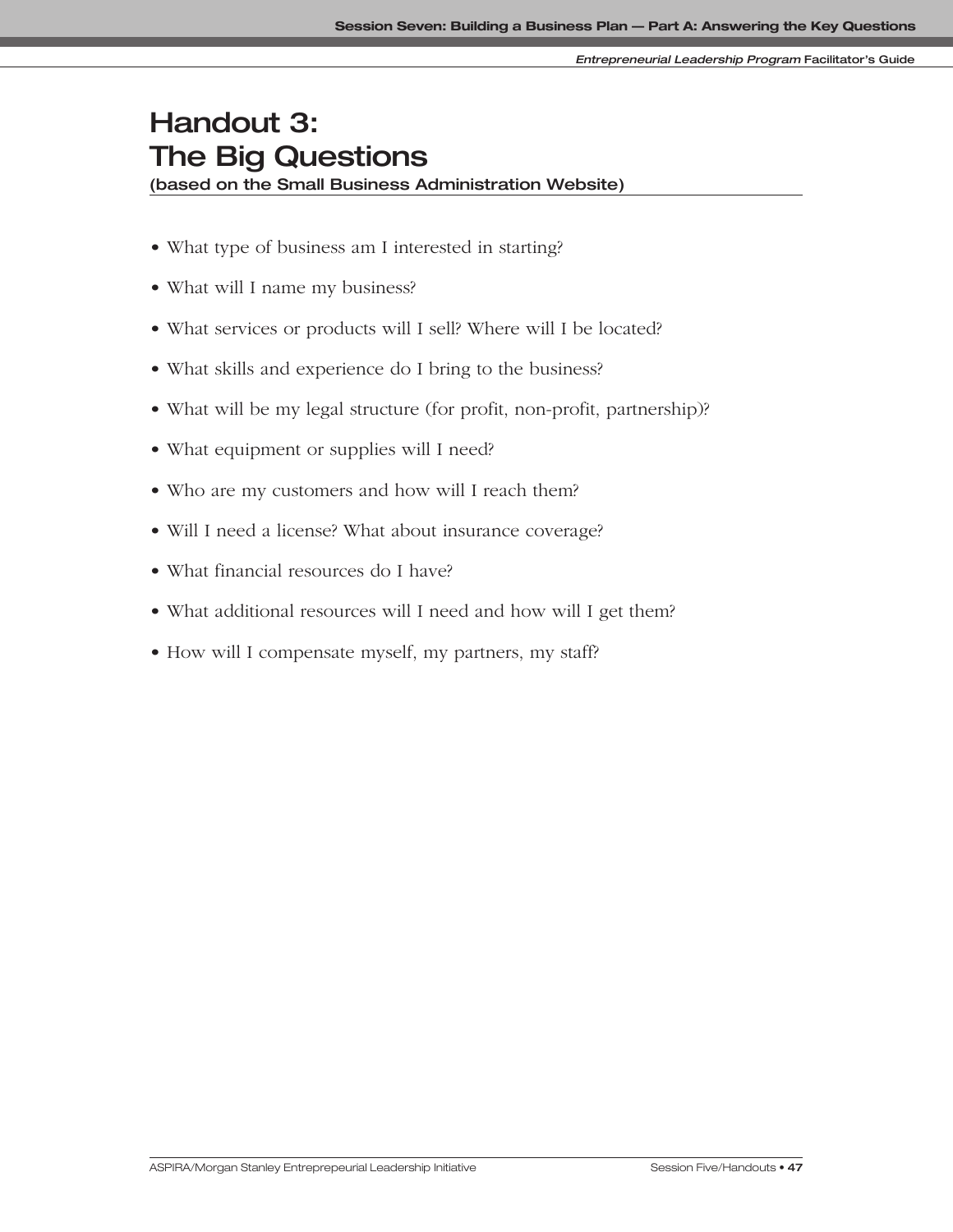# Handout 3: The Big Questions

**(based on the Small Business Administration Website)**

- What type of business am I interested in starting?
- What will I name my business?
- What services or products will I sell? Where will I be located?
- What skills and experience do I bring to the business?
- What will be my legal structure (for profit, non-profit, partnership)?
- What equipment or supplies will I need?
- Who are my customers and how will I reach them?
- Will I need a license? What about insurance coverage?
- What financial resources do I have?
- What additional resources will I need and how will I get them?
- How will I compensate myself, my partners, my staff?